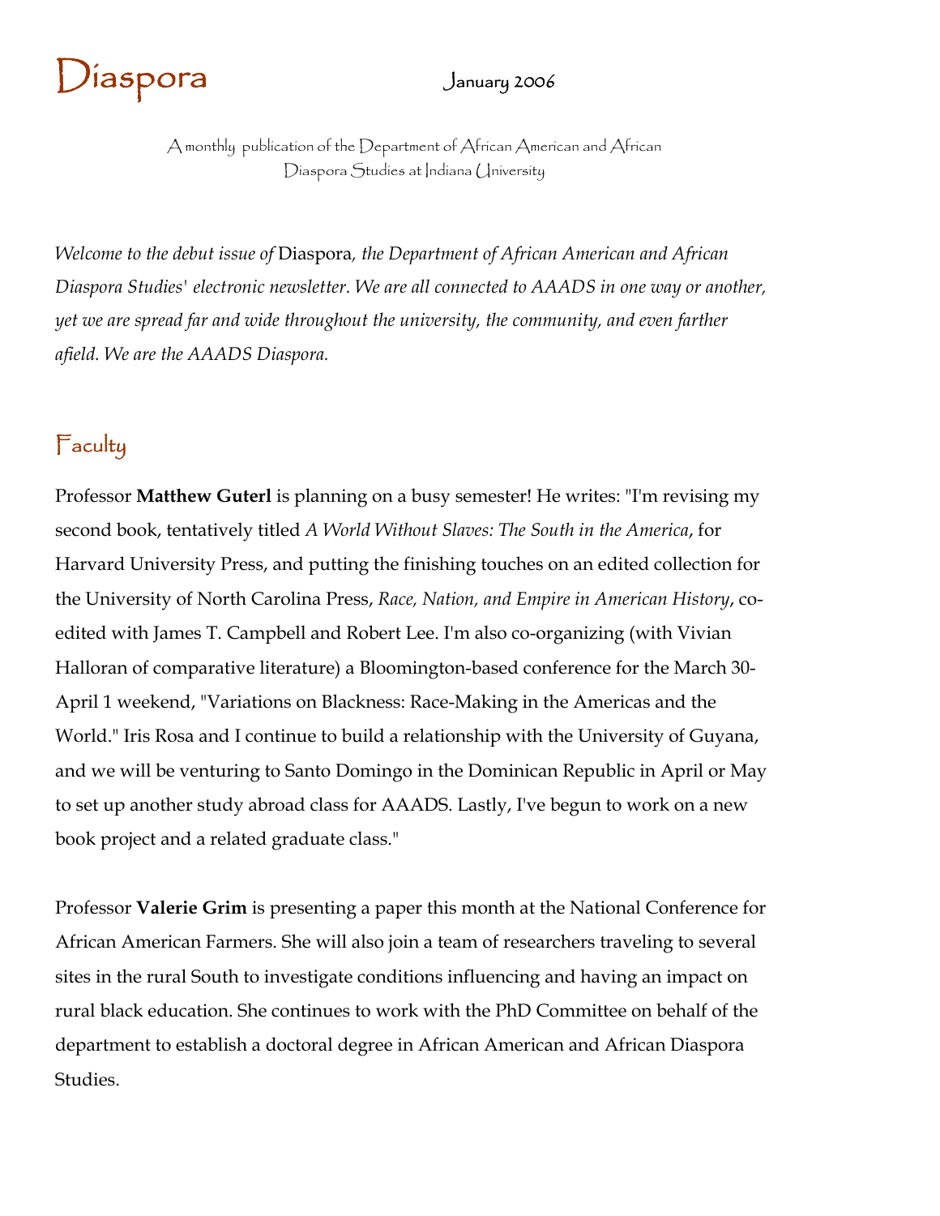# Diaspora

January 2006

A monthly publication of the Department of African American and African Diaspora Studies at Indiana University

*Welcome to the debut issue of* Diaspora*, the Department of African American and African Diaspora Studies' electronic newsletter. We are all connected to AAADS in one way or another, yet we are spread far and wide throughout the university, the community, and even farther afield. We are the AAADS Diaspora.*

## Faculty

Professor **Matthew Guterl** is planning on a busy semester! He writes: "I'm revising my second book, tentatively titled *A World Without Slaves: The South in the America*, for Harvard University Press, and putting the finishing touches on an edited collection for the University of North Carolina Press, *Race, Nation, and Empire in American History*, co-edited with James T. Campbell and Robert Lee. I'm also co-organizing (with Vivian Halloran of comparative literature) a Bloomington-based conference for the March 30-April 1 weekend, "Variations on Blackness: Race-Making in the Americas and the World." Iris Rosa and I continue to build a relationship with the University of Guyana, and we will be venturing to Santo Domingo in the Dominican Republic in April or May to set up another study abroad class for AAADS. Lastly, I've begun to work on a new book project and a related graduate class."

Professor **Valerie Grim** is presenting a paper this month at the National Conference for African American Farmers. She will also join a team of researchers traveling to several sites in the rural South to investigate conditions influencing and having an impact on rural black education. She continues to work with the PhD Committee on behalf of the department to establish a doctoral degree in African American and African Diaspora Studies.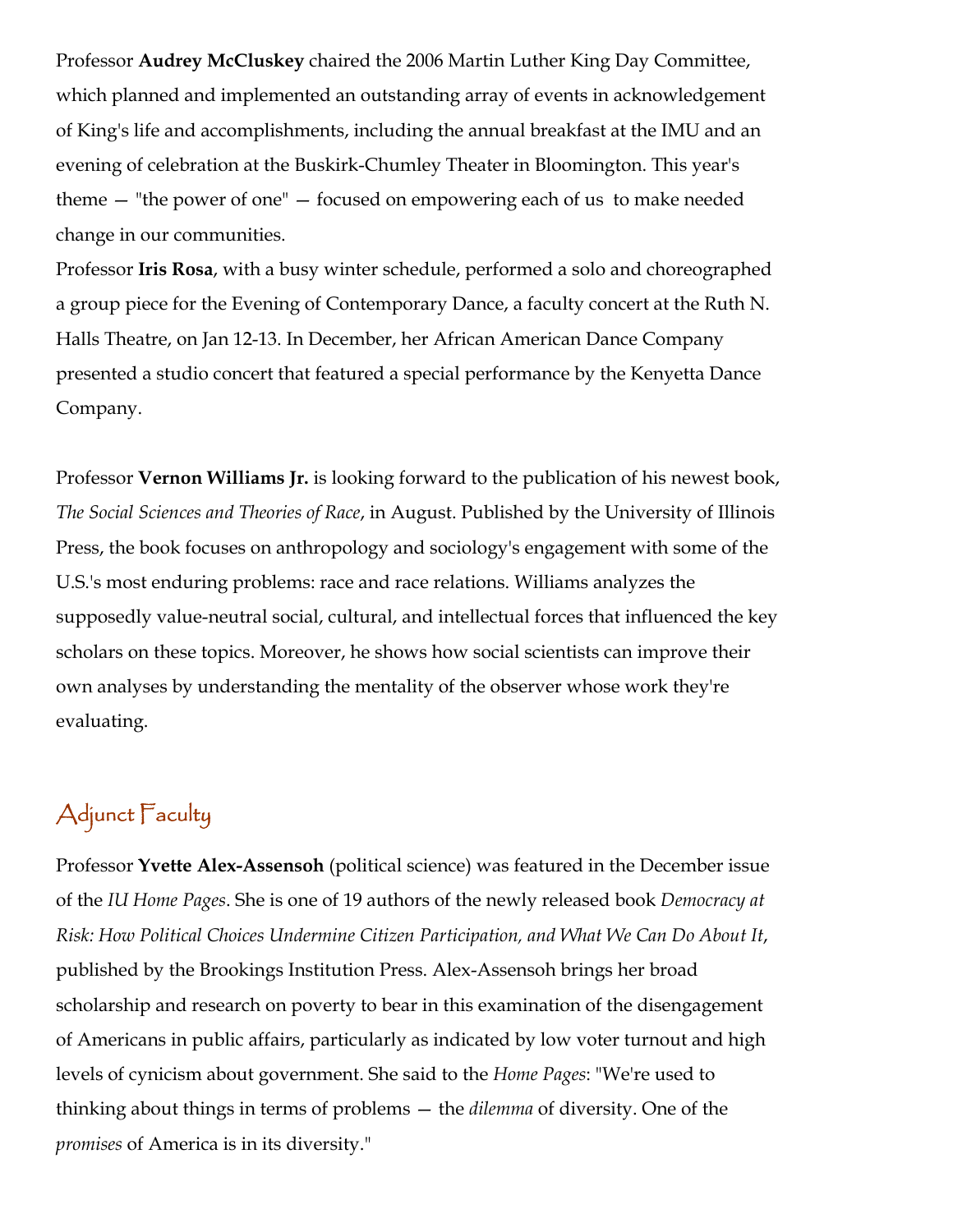Professor **Audrey McCluskey** chaired the 2006 Martin Luther King Day Committee, which planned and implemented an outstanding array of events in acknowledgement of King's life and accomplishments, including the annual breakfast at the IMU and an evening of celebration at the Buskirk-Chumley Theater in Bloomington. This year's theme — "the power of one" — focused on empowering each of us to make needed change in our communities.

Professor **Iris Rosa**, with a busy winter schedule, performed a solo and choreographed a group piece for the Evening of Contemporary Dance, a faculty concert at the Ruth N. Halls Theatre, on Jan 12-13. In December, her African American Dance Company presented a studio concert that featured a special performance by the Kenyetta Dance Company.

Professor **Vernon Williams Jr.** is looking forward to the publication of his newest book, *The Social Sciences and Theories of Race*, in August. Published by the University of Illinois Press, the book focuses on anthropology and sociology's engagement with some of the U.S.'s most enduring problems: race and race relations. Williams analyzes the supposedly value-neutral social, cultural, and intellectual forces that influenced the key scholars on these topics. Moreover, he shows how social scientists can improve their own analyses by understanding the mentality of the observer whose work they're evaluating.

## Adjunct Faculty

Professor **Yvette Alex-Assensoh** (political science) was featured in the December issue of the *IU Home Pages*. She is one of 19 authors of the newly released book *Democracy at Risk: How Political Choices Undermine Citizen Participation, and What We Can Do About It*, published by the Brookings Institution Press. Alex-Assensoh brings her broad scholarship and research on poverty to bear in this examination of the disengagement of Americans in public affairs, particularly as indicated by low voter turnout and high levels of cynicism about government. She said to the *Home Pages*: "We're used to thinking about things in terms of problems — the *dilemma* of diversity. One of the *promises* of America is in its diversity."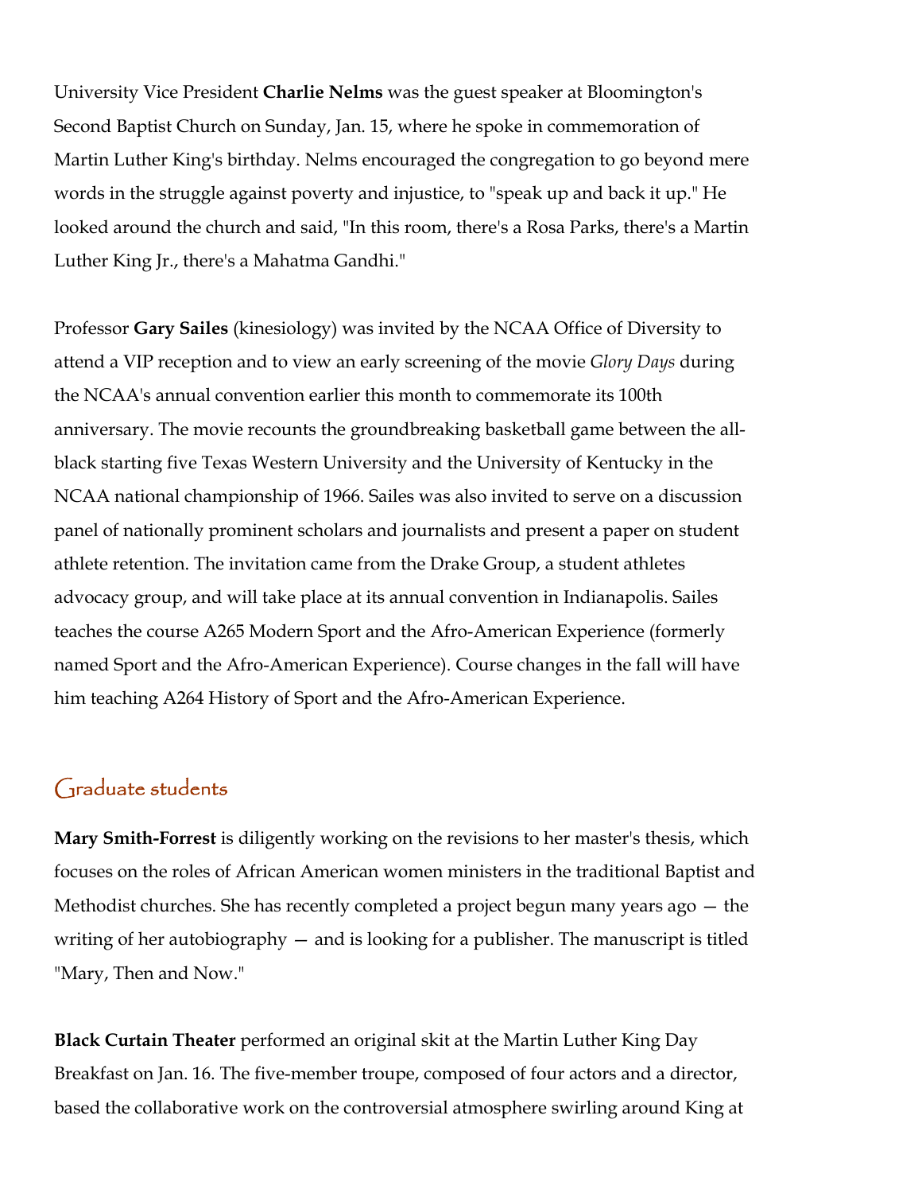University Vice President **Charlie Nelms** was the guest speaker at Bloomington's Second Baptist Church on Sunday, Jan. 15, where he spoke in commemoration of Martin Luther King's birthday. Nelms encouraged the congregation to go beyond mere words in the struggle against poverty and injustice, to "speak up and back it up." He looked around the church and said, "In this room, there's a Rosa Parks, there's a Martin Luther King Jr., there's a Mahatma Gandhi."

Professor **Gary Sailes** (kinesiology) was invited by the NCAA Office of Diversity to attend a VIP reception and to view an early screening of the movie *Glory Days* during the NCAA's annual convention earlier this month to commemorate its 100th anniversary. The movie recounts the groundbreaking basketball game between the all-black starting five Texas Western University and the University of Kentucky in the NCAA national championship of 1966. Sailes was also invited to serve on a discussion panel of nationally prominent scholars and journalists and present a paper on student athlete retention. The invitation came from the Drake Group, a student athletes advocacy group, and will take place at its annual convention in Indianapolis. Sailes teaches the course A265 Modern Sport and the Afro-American Experience (formerly named Sport and the Afro-American Experience). Course changes in the fall will have him teaching A264 History of Sport and the Afro-American Experience.

## Graduate students

**Mary Smith-Forrest** is diligently working on the revisions to her master's thesis, which focuses on the roles of African American women ministers in the traditional Baptist and Methodist churches. She has recently completed a project begun many years ago — the writing of her autobiography — and is looking for a publisher. The manuscript is titled "Mary, Then and Now."

**Black Curtain Theater** performed an original skit at the Martin Luther King Day Breakfast on Jan. 16. The five-member troupe, composed of four actors and a director, based the collaborative work on the controversial atmosphere swirling around King at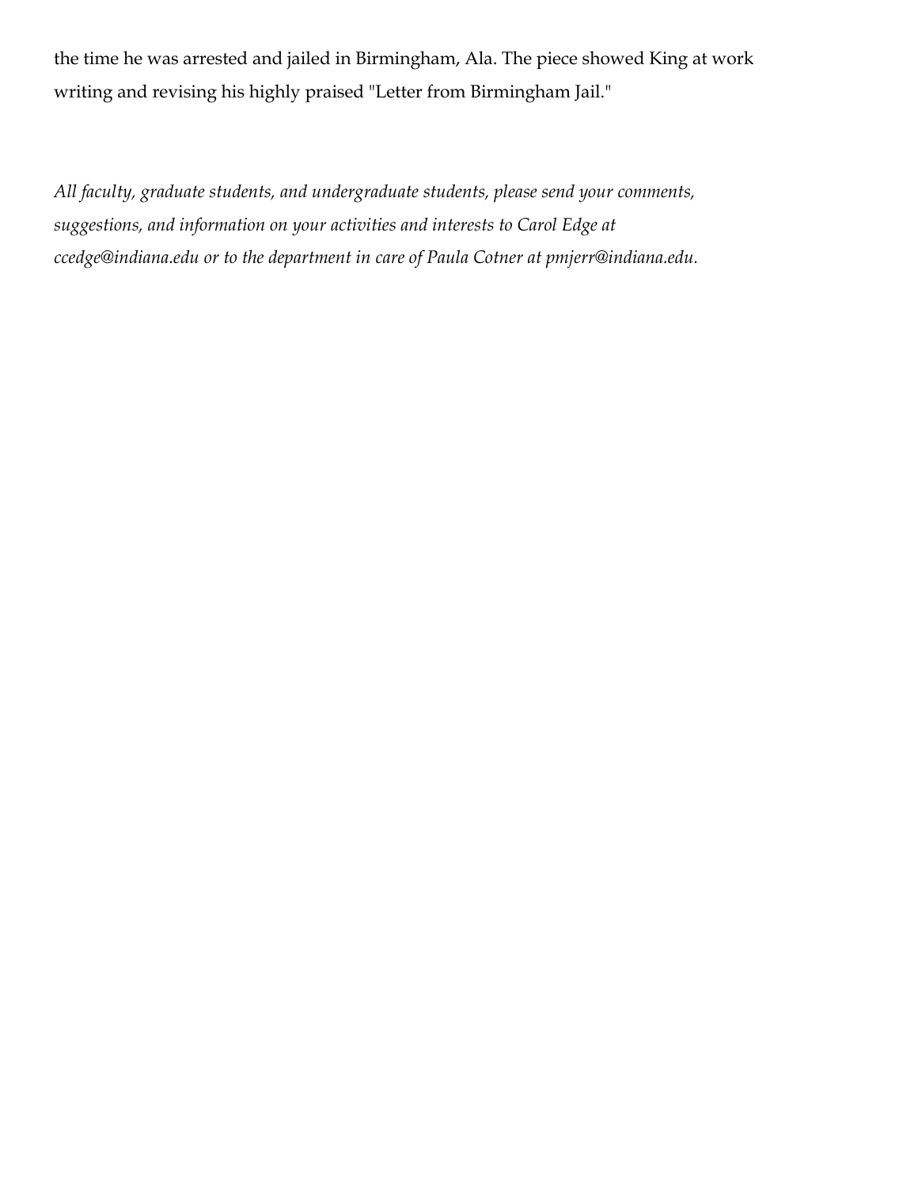the time he was arrested and jailed in Birmingham, Ala. The piece showed King at work writing and revising his highly praised "Letter from Birmingham Jail."

*All faculty, graduate students, and undergraduate students, please send your comments, suggestions, and information on your activities and interests to Carol Edge at ccedge@indiana.edu or to the department in care of Paula Cotner at pmjerr@indiana.edu.*